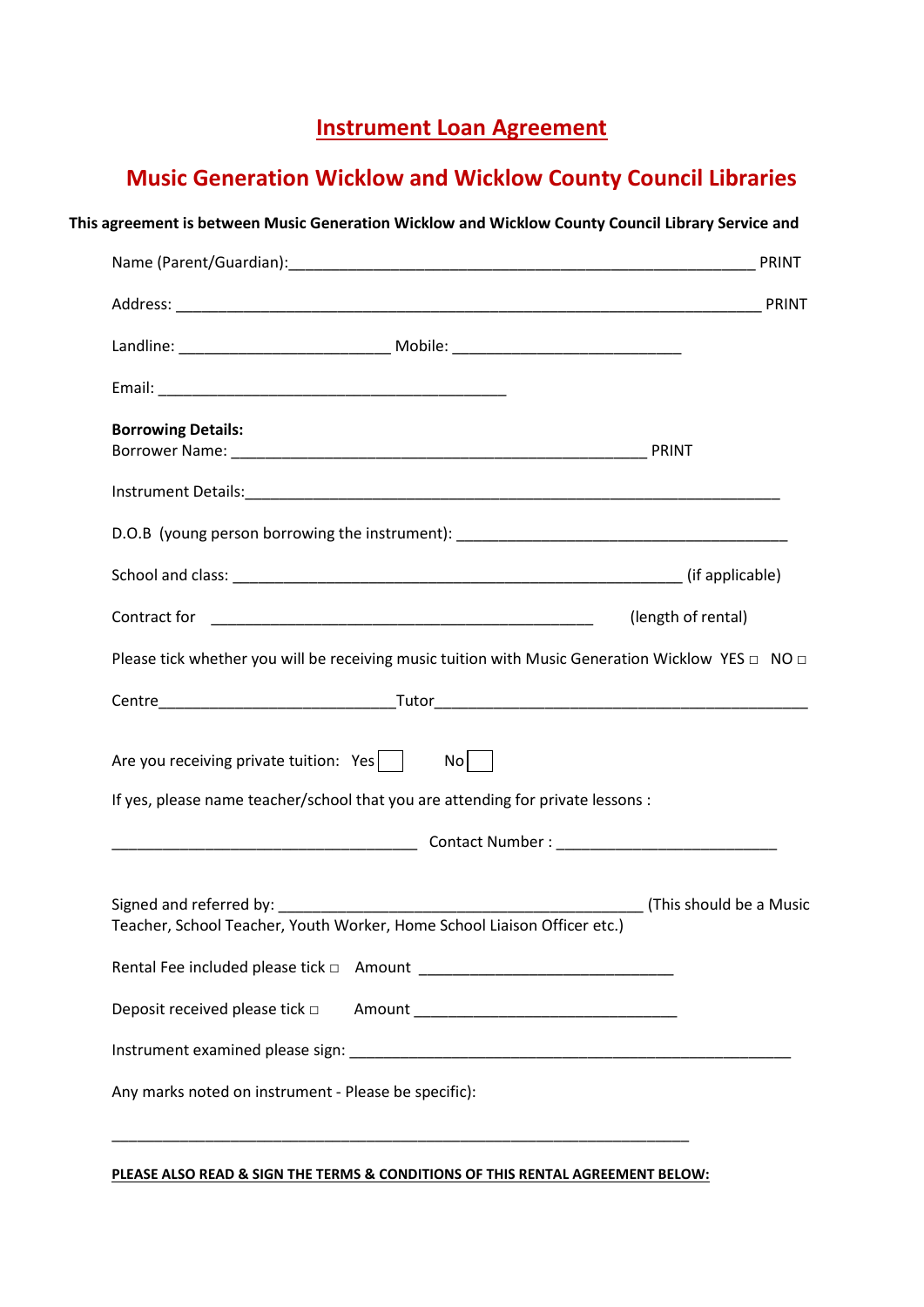# Instrument Loan Agreement

## Music Generation Wicklow and Wicklow County Council Libraries

**This agreement is between Music Generation Wicklow and Wicklow County Council Library Service and**

Name (Parent/Guardian):_______________________________________________________ PRINT

Address: _____________________________________________________________________ PRINT

Landline: _________________________ Mobile: ___________________________

Email: __________________________________________

**Borrowing Details:**
Borrower Name: __________________________________________________ PRINT

Instrument Details:________________________________________________________________

D.O.B (young person borrowing the instrument): _______________________________________

School and class: _____________________________________________________ (if applicable)

Contract for _____________________________________________ (length of rental)

Please tick whether you will be receiving music tuition with Music Generation Wicklow YES □ NO □

Centre____________________________Tutor____________________________________________

Are you receiving private tuition: Yes □ No □

If yes, please name teacher/school that you are attending for private lessons :

____________________________________ Contact Number : __________________________

Signed and referred by: ___________________________________________ (This should be a Music Teacher, School Teacher, Youth Worker, Home School Liaison Officer etc.)

Rental Fee included please tick □ Amount ______________________________

Deposit received please tick □ Amount _______________________________

Instrument examined please sign: _____________________________________________________

Any marks noted on instrument - Please be specific):

_____________________________________________________________________

**PLEASE ALSO READ & SIGN THE TERMS & CONDITIONS OF THIS RENTAL AGREEMENT BELOW:**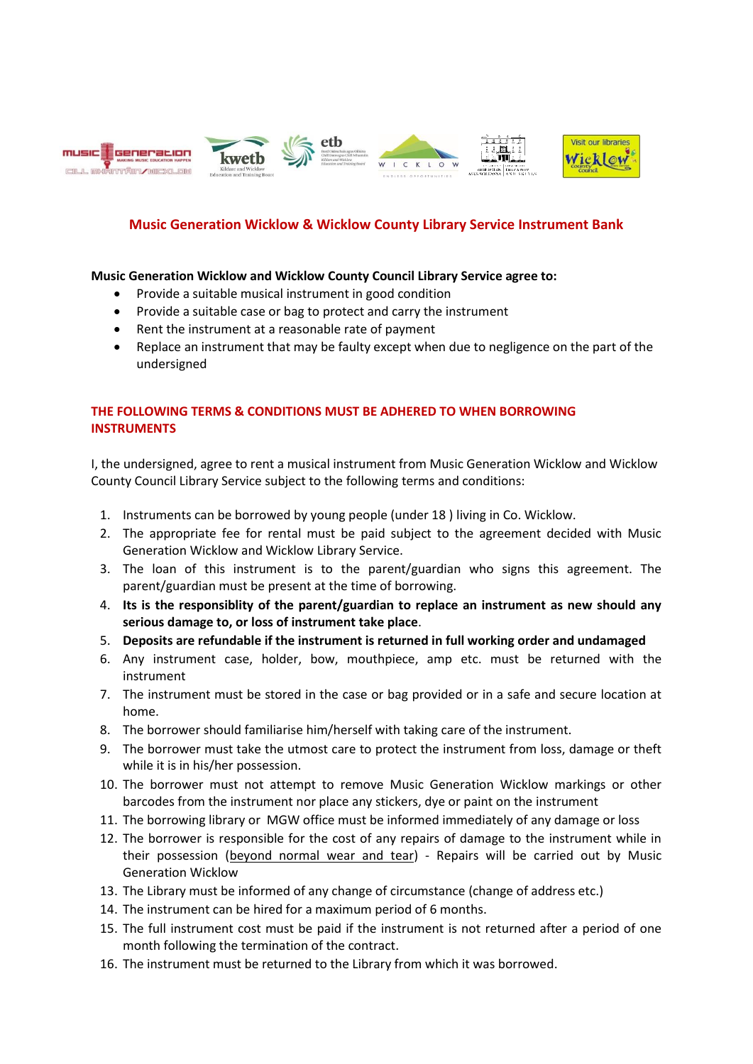## Music Generation Wicklow & Wicklow County Library Service Instrument Bank

**Music Generation Wicklow and Wicklow County Council Library Service agree to:**

- Provide a suitable musical instrument in good condition
- Provide a suitable case or bag to protect and carry the instrument
- Rent the instrument at a reasonable rate of payment
- Replace an instrument that may be faulty except when due to negligence on the part of the undersigned

### THE FOLLOWING TERMS & CONDITIONS MUST BE ADHERED TO WHEN BORROWING INSTRUMENTS

I, the undersigned, agree to rent a musical instrument from Music Generation Wicklow and Wicklow County Council Library Service subject to the following terms and conditions:

1. Instruments can be borrowed by young people (under 18 ) living in Co. Wicklow.
2. The appropriate fee for rental must be paid subject to the agreement decided with Music Generation Wicklow and Wicklow Library Service.
3. The loan of this instrument is to the parent/guardian who signs this agreement. The parent/guardian must be present at the time of borrowing.
4. **Its is the responsiblity of the parent/guardian to replace an instrument as new should any serious damage to, or loss of instrument take place**.
5. **Deposits are refundable if the instrument is returned in full working order and undamaged**
6. Any instrument case, holder, bow, mouthpiece, amp etc. must be returned with the instrument
7. The instrument must be stored in the case or bag provided or in a safe and secure location at home.
8. The borrower should familiarise him/herself with taking care of the instrument.
9. The borrower must take the utmost care to protect the instrument from loss, damage or theft while it is in his/her possession.
10. The borrower must not attempt to remove Music Generation Wicklow markings or other barcodes from the instrument nor place any stickers, dye or paint on the instrument
11. The borrowing library or MGW office must be informed immediately of any damage or loss
12. The borrower is responsible for the cost of any repairs of damage to the instrument while in their possession (beyond normal wear and tear) - Repairs will be carried out by Music Generation Wicklow
13. The Library must be informed of any change of circumstance (change of address etc.)
14. The instrument can be hired for a maximum period of 6 months.
15. The full instrument cost must be paid if the instrument is not returned after a period of one month following the termination of the contract.
16. The instrument must be returned to the Library from which it was borrowed.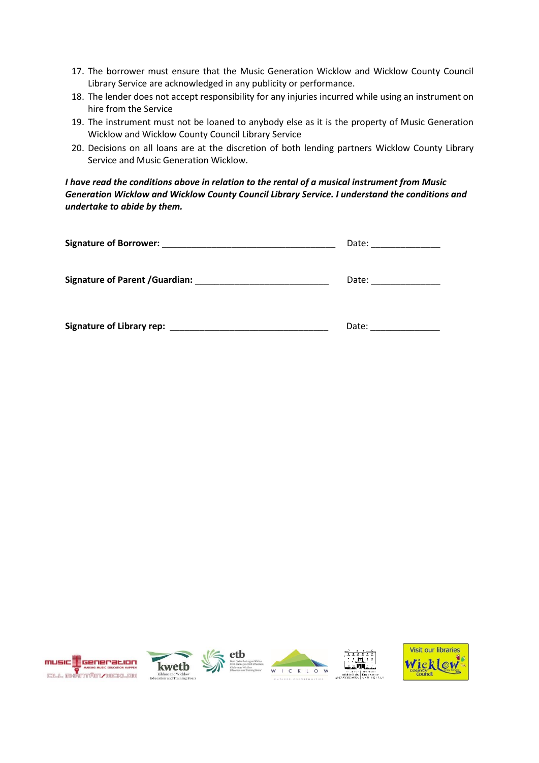17. The borrower must ensure that the Music Generation Wicklow and Wicklow County Council Library Service are acknowledged in any publicity or performance.
18. The lender does not accept responsibility for any injuries incurred while using an instrument on hire from the Service
19. The instrument must not be loaned to anybody else as it is the property of Music Generation Wicklow and Wicklow County Council Library Service
20. Decisions on all loans are at the discretion of both lending partners Wicklow County Library Service and Music Generation Wicklow.

***I have read the conditions above in relation to the rental of a musical instrument from Music Generation Wicklow and Wicklow County Council Library Service. I understand the conditions and undertake to abide by them.***

**Signature of Borrower:** ___________________________________ Date: ______________

**Signature of Parent /Guardian:** ___________________________ Date: ______________

**Signature of Library rep:** _________________________________ Date: ______________